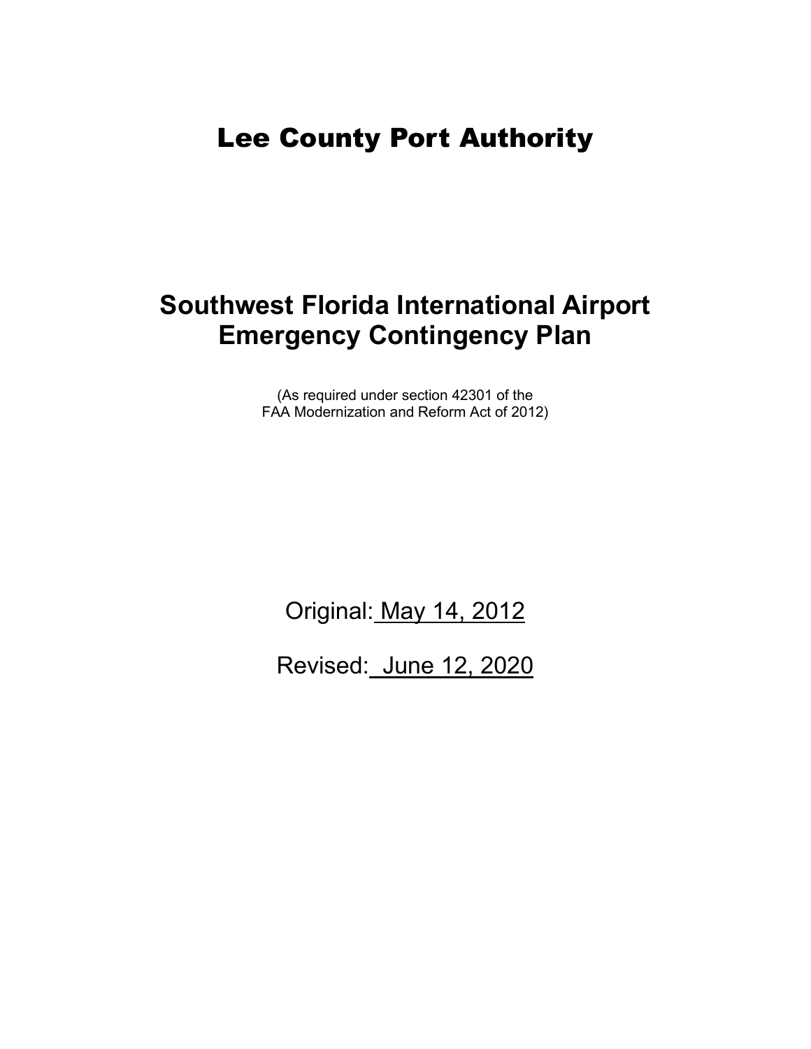# Lee County Port Authority

## Southwest Florida International Airport Emergency Contingency Plan

(As required under section 42301 of the FAA Modernization and Reform Act of 2012)

Original: May 14, 2012

Revised: June 12, 2020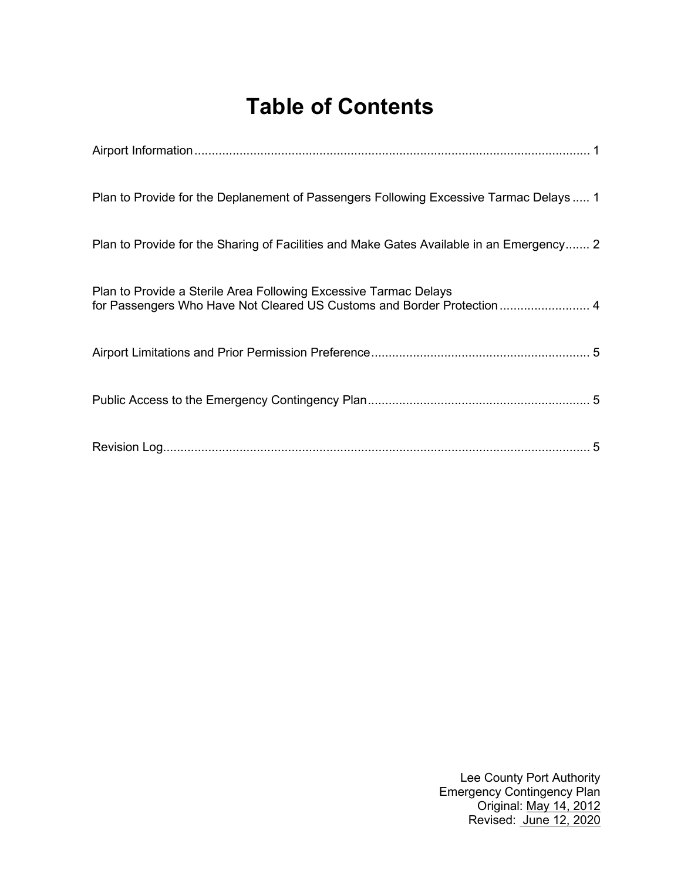# Table of Contents

Airport Information .......... 1

Plan to Provide for the Deplanement of Passengers Following Excessive Tarmac Delays .......... 1

Plan to Provide for the Sharing of Facilities and Make Gates Available in an Emergency .......... 2

Plan to Provide a Sterile Area Following Excessive Tarmac Delays for Passengers Who Have Not Cleared US Customs and Border Protection .......... 4

Airport Limitations and Prior Permission Preference .......... 5

Public Access to the Emergency Contingency Plan .......... 5

Revision Log .......... 5

Lee County Port Authority
Emergency Contingency Plan
Original: May 14, 2012
Revised: June 12, 2020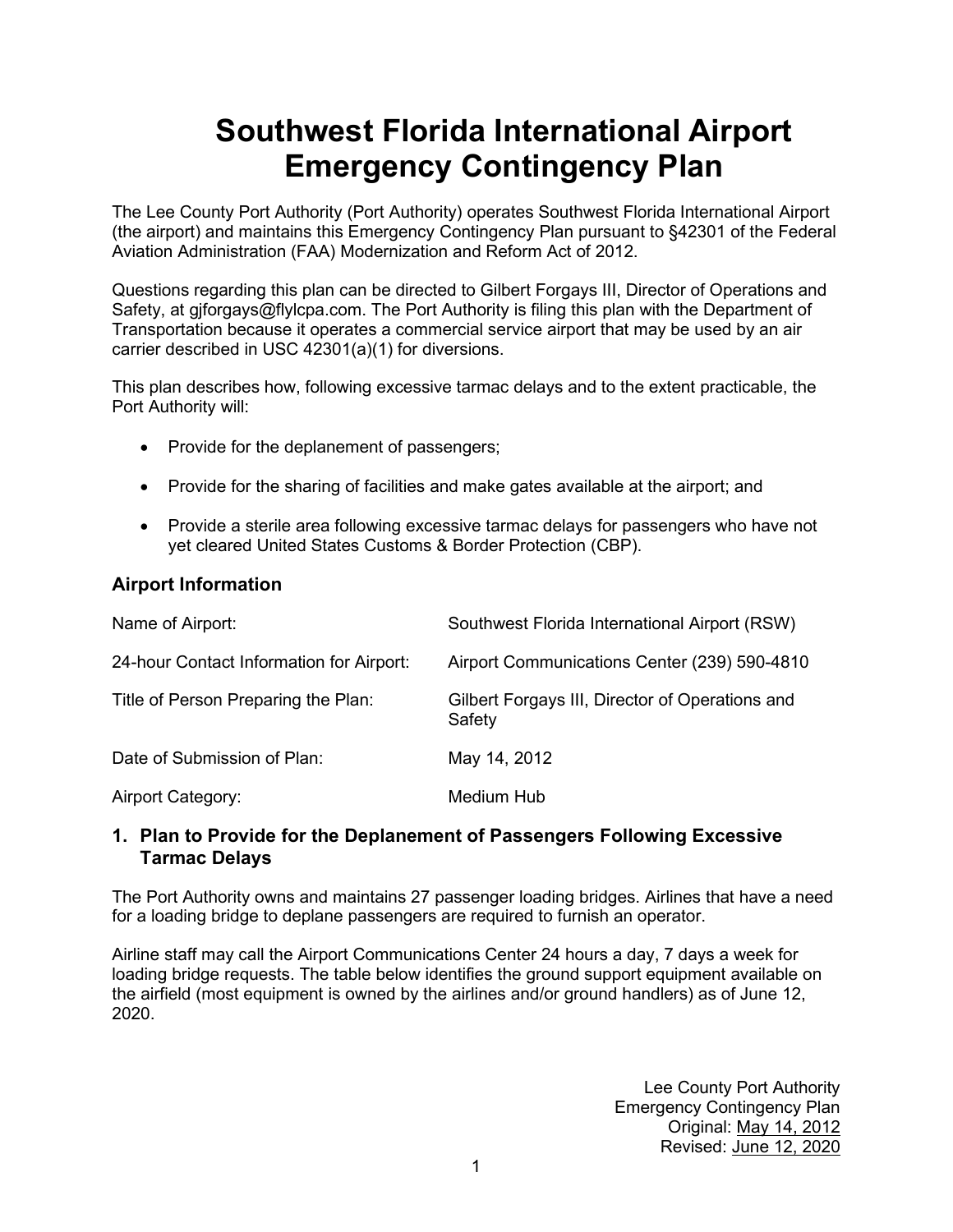# Southwest Florida International Airport Emergency Contingency Plan

The Lee County Port Authority (Port Authority) operates Southwest Florida International Airport (the airport) and maintains this Emergency Contingency Plan pursuant to §42301 of the Federal Aviation Administration (FAA) Modernization and Reform Act of 2012.

Questions regarding this plan can be directed to Gilbert Forgays III, Director of Operations and Safety, at gjforgays@flylcpa.com. The Port Authority is filing this plan with the Department of Transportation because it operates a commercial service airport that may be used by an air carrier described in USC 42301(a)(1) for diversions.

This plan describes how, following excessive tarmac delays and to the extent practicable, the Port Authority will:

- Provide for the deplanement of passengers;
- Provide for the sharing of facilities and make gates available at the airport; and
- Provide a sterile area following excessive tarmac delays for passengers who have not yet cleared United States Customs & Border Protection (CBP).

## Airport Information

| | |
|---|---|
| Name of Airport: | Southwest Florida International Airport (RSW) |
| 24-hour Contact Information for Airport: | Airport Communications Center (239) 590-4810 |
| Title of Person Preparing the Plan: | Gilbert Forgays III, Director of Operations and Safety |
| Date of Submission of Plan: | May 14, 2012 |
| Airport Category: | Medium Hub |

## 1. Plan to Provide for the Deplanement of Passengers Following Excessive Tarmac Delays

The Port Authority owns and maintains 27 passenger loading bridges. Airlines that have a need for a loading bridge to deplane passengers are required to furnish an operator.

Airline staff may call the Airport Communications Center 24 hours a day, 7 days a week for loading bridge requests. The table below identifies the ground support equipment available on the airfield (most equipment is owned by the airlines and/or ground handlers) as of June 12, 2020.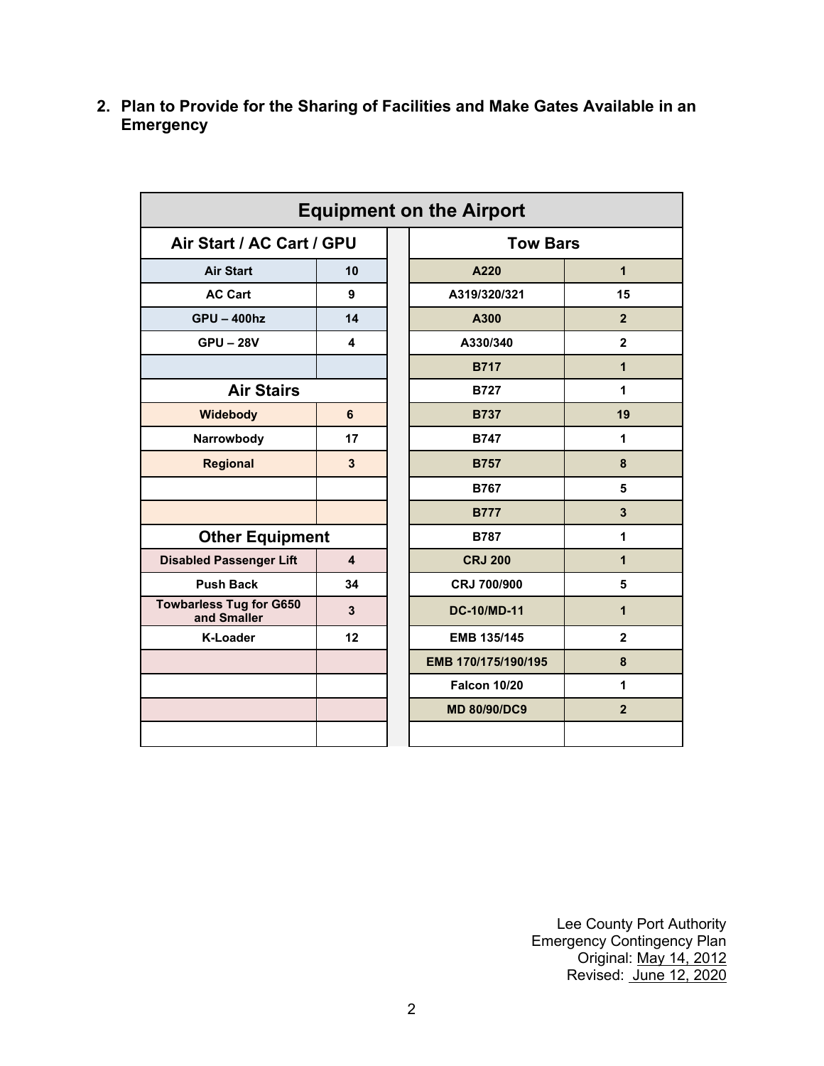## 2. Plan to Provide for the Sharing of Facilities and Make Gates Available in an Emergency

| Equipment on the Airport | | | |
|---|---|---|---|
| **Air Start / AC Cart / GPU** | | **Tow Bars** | |
| **Air Start** | **10** | **A220** | **1** |
| **AC Cart** | **9** | **A319/320/321** | **15** |
| **GPU – 400hz** | **14** | **A300** | **2** |
| **GPU – 28V** | **4** | **A330/340** | **2** |
| | | **B717** | **1** |
| **Air Stairs** | | **B727** | **1** |
| **Widebody** | **6** | **B737** | **19** |
| **Narrowbody** | **17** | **B747** | **1** |
| **Regional** | **3** | **B757** | **8** |
| | | **B767** | **5** |
| | | **B777** | **3** |
| **Other Equipment** | | **B787** | **1** |
| **Disabled Passenger Lift** | **4** | **CRJ 200** | **1** |
| **Push Back** | **34** | **CRJ 700/900** | **5** |
| **Towbarless Tug for G650 and Smaller** | **3** | **DC-10/MD-11** | **1** |
| **K-Loader** | **12** | **EMB 135/145** | **2** |
| | | **EMB 170/175/190/195** | **8** |
| | | **Falcon 10/20** | **1** |
| | | **MD 80/90/DC9** | **2** |
| | | | |

Lee County Port Authority
Emergency Contingency Plan
Original: May 14, 2012
Revised: June 12, 2020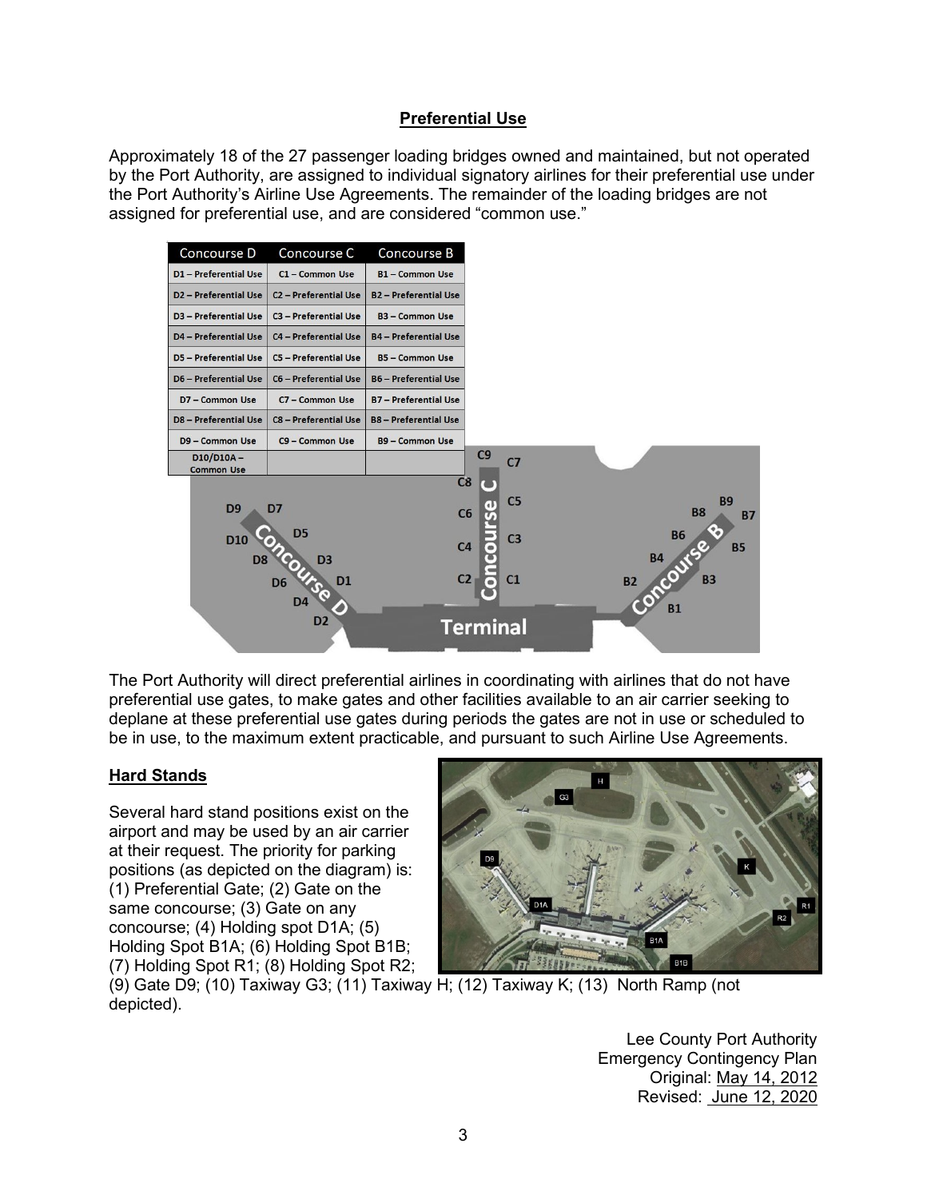## Preferential Use

Approximately 18 of the 27 passenger loading bridges owned and maintained, but not operated by the Port Authority, are assigned to individual signatory airlines for their preferential use under the Port Authority's Airline Use Agreements. The remainder of the loading bridges are not assigned for preferential use, and are considered "common use."

| Concourse D | Concourse C | Concourse B |
|---|---|---|
| D1 – Preferential Use | C1 – Common Use | B1 – Common Use |
| D2 – Preferential Use | C2 – Preferential Use | B2 – Preferential Use |
| D3 – Preferential Use | C3 – Preferential Use | B3 – Common Use |
| D4 – Preferential Use | C4 – Preferential Use | B4 – Preferential Use |
| D5 – Preferential Use | C5 – Preferential Use | B5 – Common Use |
| D6 – Preferential Use | C6 – Preferential Use | B6 – Preferential Use |
| D7 – Common Use | C7 – Common Use | B7 – Preferential Use |
| D8 – Preferential Use | C8 – Preferential Use | B8 – Preferential Use |
| D9 – Common Use | C9 – Common Use | B9 – Common Use |
| D10/D10A – Common Use | | |

The Port Authority will direct preferential airlines in coordinating with airlines that do not have preferential use gates, to make gates and other facilities available to an air carrier seeking to deplane at these preferential use gates during periods the gates are not in use or scheduled to be in use, to the maximum extent practicable, and pursuant to such Airline Use Agreements.

## Hard Stands

Several hard stand positions exist on the airport and may be used by an air carrier at their request. The priority for parking positions (as depicted on the diagram) is: (1) Preferential Gate; (2) Gate on the same concourse; (3) Gate on any concourse; (4) Holding spot D1A; (5) Holding Spot B1A; (6) Holding Spot B1B; (7) Holding Spot R1; (8) Holding Spot R2; (9) Gate D9; (10) Taxiway G3; (11) Taxiway H; (12) Taxiway K; (13) North Ramp (not depicted).

Lee County Port Authority
Emergency Contingency Plan
Original: May 14, 2012
Revised: June 12, 2020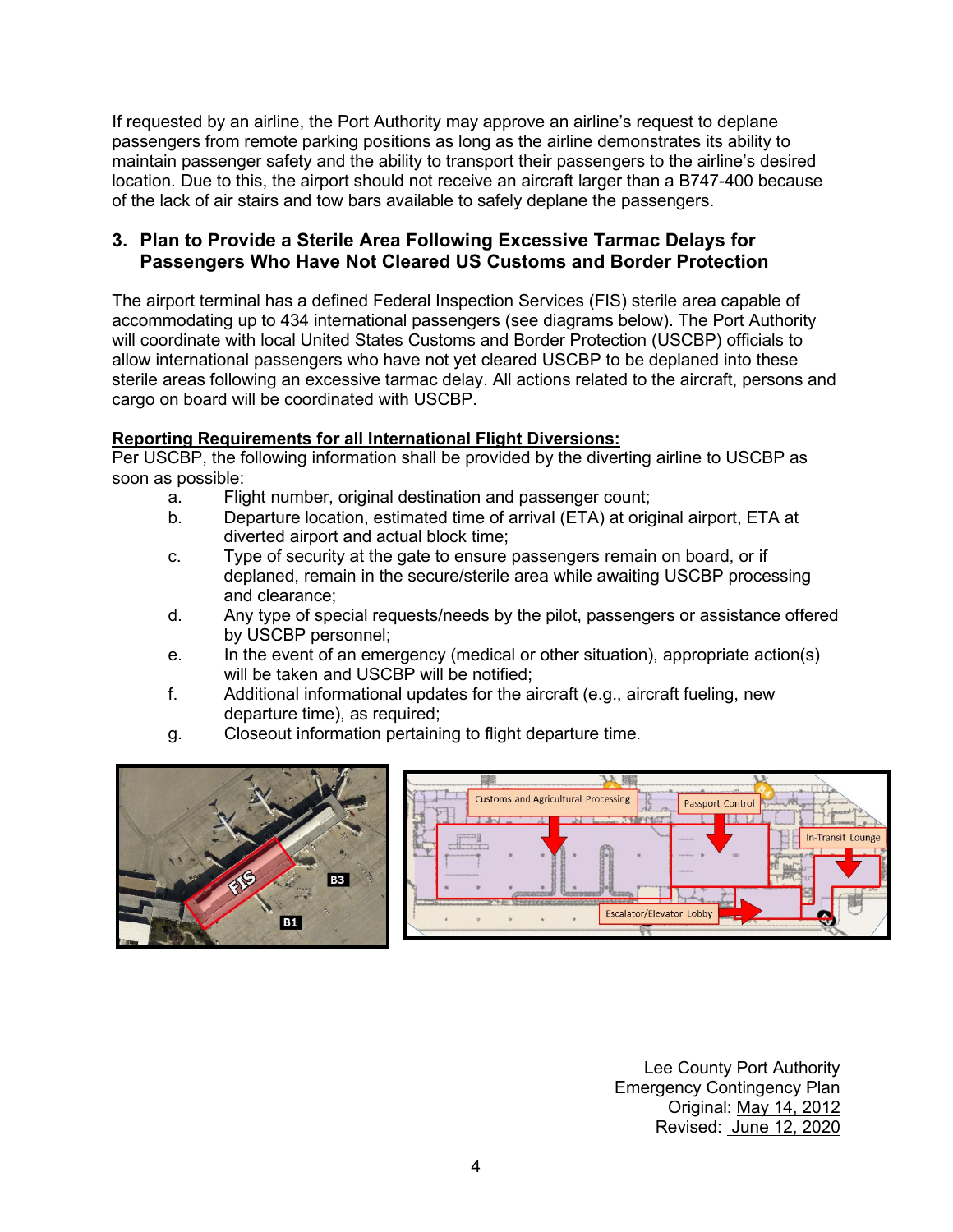If requested by an airline, the Port Authority may approve an airline's request to deplane passengers from remote parking positions as long as the airline demonstrates its ability to maintain passenger safety and the ability to transport their passengers to the airline's desired location. Due to this, the airport should not receive an aircraft larger than a B747-400 because of the lack of air stairs and tow bars available to safely deplane the passengers.

## 3. Plan to Provide a Sterile Area Following Excessive Tarmac Delays for Passengers Who Have Not Cleared US Customs and Border Protection

The airport terminal has a defined Federal Inspection Services (FIS) sterile area capable of accommodating up to 434 international passengers (see diagrams below). The Port Authority will coordinate with local United States Customs and Border Protection (USCBP) officials to allow international passengers who have not yet cleared USCBP to be deplaned into these sterile areas following an excessive tarmac delay. All actions related to the aircraft, persons and cargo on board will be coordinated with USCBP.

**Reporting Requirements for all International Flight Diversions:**

Per USCBP, the following information shall be provided by the diverting airline to USCBP as soon as possible:

a. Flight number, original destination and passenger count;
b. Departure location, estimated time of arrival (ETA) at original airport, ETA at diverted airport and actual block time;
c. Type of security at the gate to ensure passengers remain on board, or if deplaned, remain in the secure/sterile area while awaiting USCBP processing and clearance;
d. Any type of special requests/needs by the pilot, passengers or assistance offered by USCBP personnel;
e. In the event of an emergency (medical or other situation), appropriate action(s) will be taken and USCBP will be notified;
f. Additional informational updates for the aircraft (e.g., aircraft fueling, new departure time), as required;
g. Closeout information pertaining to flight departure time.

Lee County Port Authority
Emergency Contingency Plan
Original: May 14, 2012
Revised: June 12, 2020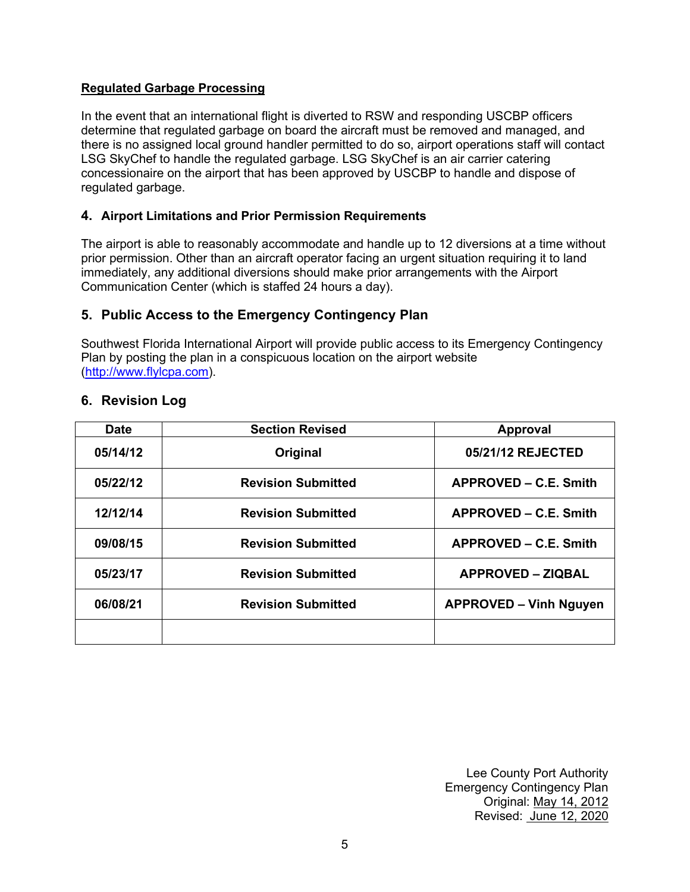**Regulated Garbage Processing**

In the event that an international flight is diverted to RSW and responding USCBP officers determine that regulated garbage on board the aircraft must be removed and managed, and there is no assigned local ground handler permitted to do so, airport operations staff will contact LSG SkyChef to handle the regulated garbage. LSG SkyChef is an air carrier catering concessionaire on the airport that has been approved by USCBP to handle and dispose of regulated garbage.

## 4. Airport Limitations and Prior Permission Requirements

The airport is able to reasonably accommodate and handle up to 12 diversions at a time without prior permission. Other than an aircraft operator facing an urgent situation requiring it to land immediately, any additional diversions should make prior arrangements with the Airport Communication Center (which is staffed 24 hours a day).

## 5. Public Access to the Emergency Contingency Plan

Southwest Florida International Airport will provide public access to its Emergency Contingency Plan by posting the plan in a conspicuous location on the airport website (http://www.flylcpa.com).

## 6. Revision Log

| Date | Section Revised | Approval |
|---|---|---|
| 05/14/12 | Original | 05/21/12 REJECTED |
| 05/22/12 | Revision Submitted | APPROVED – C.E. Smith |
| 12/12/14 | Revision Submitted | APPROVED – C.E. Smith |
| 09/08/15 | Revision Submitted | APPROVED – C.E. Smith |
| 05/23/17 | Revision Submitted | APPROVED – ZIQBAL |
| 06/08/21 | Revision Submitted | APPROVED – Vinh Nguyen |
| | | |

Lee County Port Authority
Emergency Contingency Plan
Original: May 14, 2012
Revised: June 12, 2020